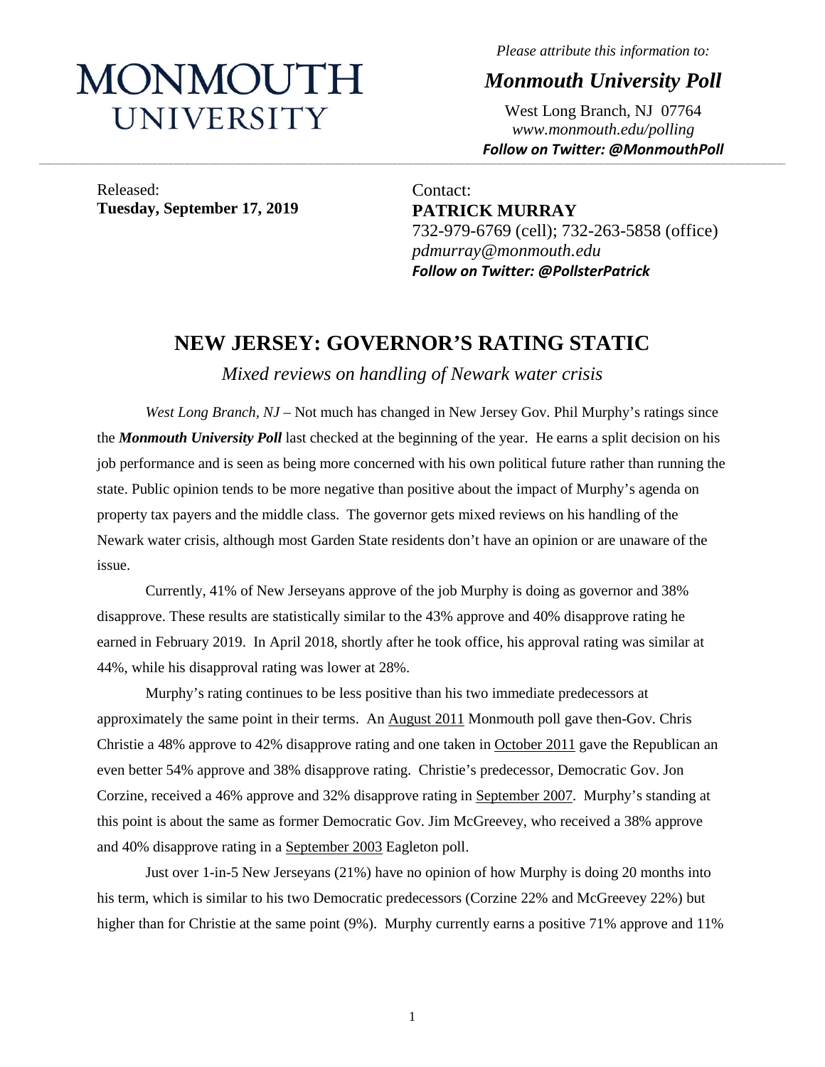# MONMOUTH UNIVERSITY

*Please attribute this information to:*

***Monmouth University Poll***

West Long Branch, NJ 07764
*www.monmouth.edu/polling*
***Follow on Twitter: @MonmouthPoll***

Released:
**Tuesday, September 17, 2019**

Contact:
**PATRICK MURRAY**
732-979-6769 (cell); 732-263-5858 (office)
*pdmurray@monmouth.edu*
***Follow on Twitter: @PollsterPatrick***

## NEW JERSEY: GOVERNOR'S RATING STATIC

*Mixed reviews on handling of Newark water crisis*

*West Long Branch, NJ* – Not much has changed in New Jersey Gov. Phil Murphy's ratings since the ***Monmouth University Poll*** last checked at the beginning of the year. He earns a split decision on his job performance and is seen as being more concerned with his own political future rather than running the state. Public opinion tends to be more negative than positive about the impact of Murphy's agenda on property tax payers and the middle class. The governor gets mixed reviews on his handling of the Newark water crisis, although most Garden State residents don't have an opinion or are unaware of the issue.

Currently, 41% of New Jerseyans approve of the job Murphy is doing as governor and 38% disapprove. These results are statistically similar to the 43% approve and 40% disapprove rating he earned in February 2019. In April 2018, shortly after he took office, his approval rating was similar at 44%, while his disapproval rating was lower at 28%.

Murphy's rating continues to be less positive than his two immediate predecessors at approximately the same point in their terms. An August 2011 Monmouth poll gave then-Gov. Chris Christie a 48% approve to 42% disapprove rating and one taken in October 2011 gave the Republican an even better 54% approve and 38% disapprove rating. Christie's predecessor, Democratic Gov. Jon Corzine, received a 46% approve and 32% disapprove rating in September 2007. Murphy's standing at this point is about the same as former Democratic Gov. Jim McGreevey, who received a 38% approve and 40% disapprove rating in a September 2003 Eagleton poll.

Just over 1-in-5 New Jerseyans (21%) have no opinion of how Murphy is doing 20 months into his term, which is similar to his two Democratic predecessors (Corzine 22% and McGreevey 22%) but higher than for Christie at the same point (9%). Murphy currently earns a positive 71% approve and 11%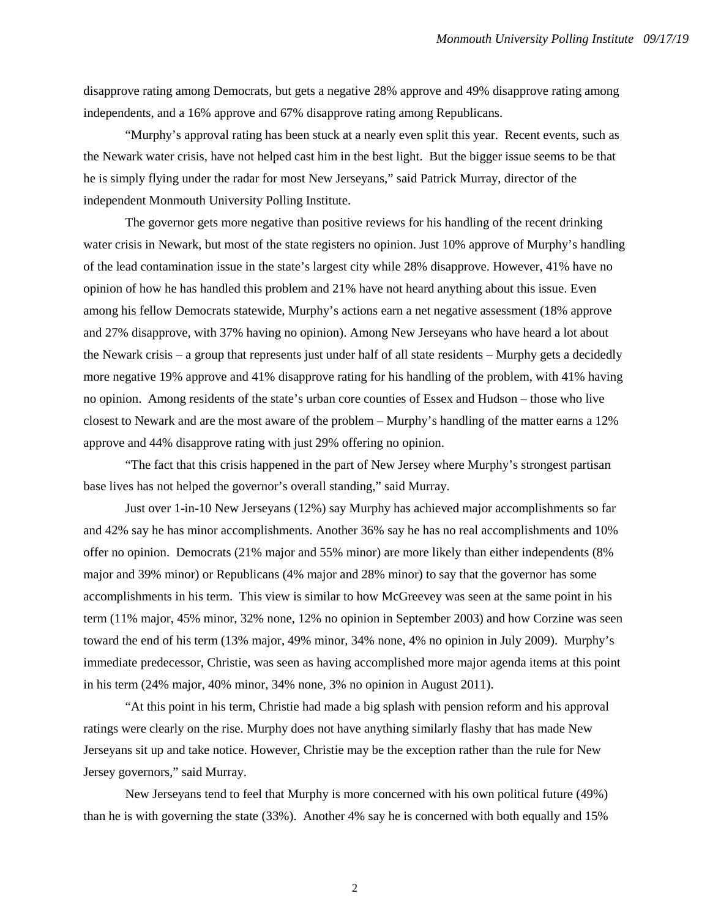disapprove rating among Democrats, but gets a negative 28% approve and 49% disapprove rating among independents, and a 16% approve and 67% disapprove rating among Republicans.

"Murphy's approval rating has been stuck at a nearly even split this year. Recent events, such as the Newark water crisis, have not helped cast him in the best light. But the bigger issue seems to be that he is simply flying under the radar for most New Jerseyans," said Patrick Murray, director of the independent Monmouth University Polling Institute.

The governor gets more negative than positive reviews for his handling of the recent drinking water crisis in Newark, but most of the state registers no opinion. Just 10% approve of Murphy's handling of the lead contamination issue in the state's largest city while 28% disapprove. However, 41% have no opinion of how he has handled this problem and 21% have not heard anything about this issue. Even among his fellow Democrats statewide, Murphy's actions earn a net negative assessment (18% approve and 27% disapprove, with 37% having no opinion). Among New Jerseyans who have heard a lot about the Newark crisis – a group that represents just under half of all state residents – Murphy gets a decidedly more negative 19% approve and 41% disapprove rating for his handling of the problem, with 41% having no opinion. Among residents of the state's urban core counties of Essex and Hudson – those who live closest to Newark and are the most aware of the problem – Murphy's handling of the matter earns a 12% approve and 44% disapprove rating with just 29% offering no opinion.

"The fact that this crisis happened in the part of New Jersey where Murphy's strongest partisan base lives has not helped the governor's overall standing," said Murray.

Just over 1-in-10 New Jerseyans (12%) say Murphy has achieved major accomplishments so far and 42% say he has minor accomplishments. Another 36% say he has no real accomplishments and 10% offer no opinion. Democrats (21% major and 55% minor) are more likely than either independents (8% major and 39% minor) or Republicans (4% major and 28% minor) to say that the governor has some accomplishments in his term. This view is similar to how McGreevey was seen at the same point in his term (11% major, 45% minor, 32% none, 12% no opinion in September 2003) and how Corzine was seen toward the end of his term (13% major, 49% minor, 34% none, 4% no opinion in July 2009). Murphy's immediate predecessor, Christie, was seen as having accomplished more major agenda items at this point in his term (24% major, 40% minor, 34% none, 3% no opinion in August 2011).

"At this point in his term, Christie had made a big splash with pension reform and his approval ratings were clearly on the rise. Murphy does not have anything similarly flashy that has made New Jerseyans sit up and take notice. However, Christie may be the exception rather than the rule for New Jersey governors," said Murray.

New Jerseyans tend to feel that Murphy is more concerned with his own political future (49%) than he is with governing the state (33%). Another 4% say he is concerned with both equally and 15%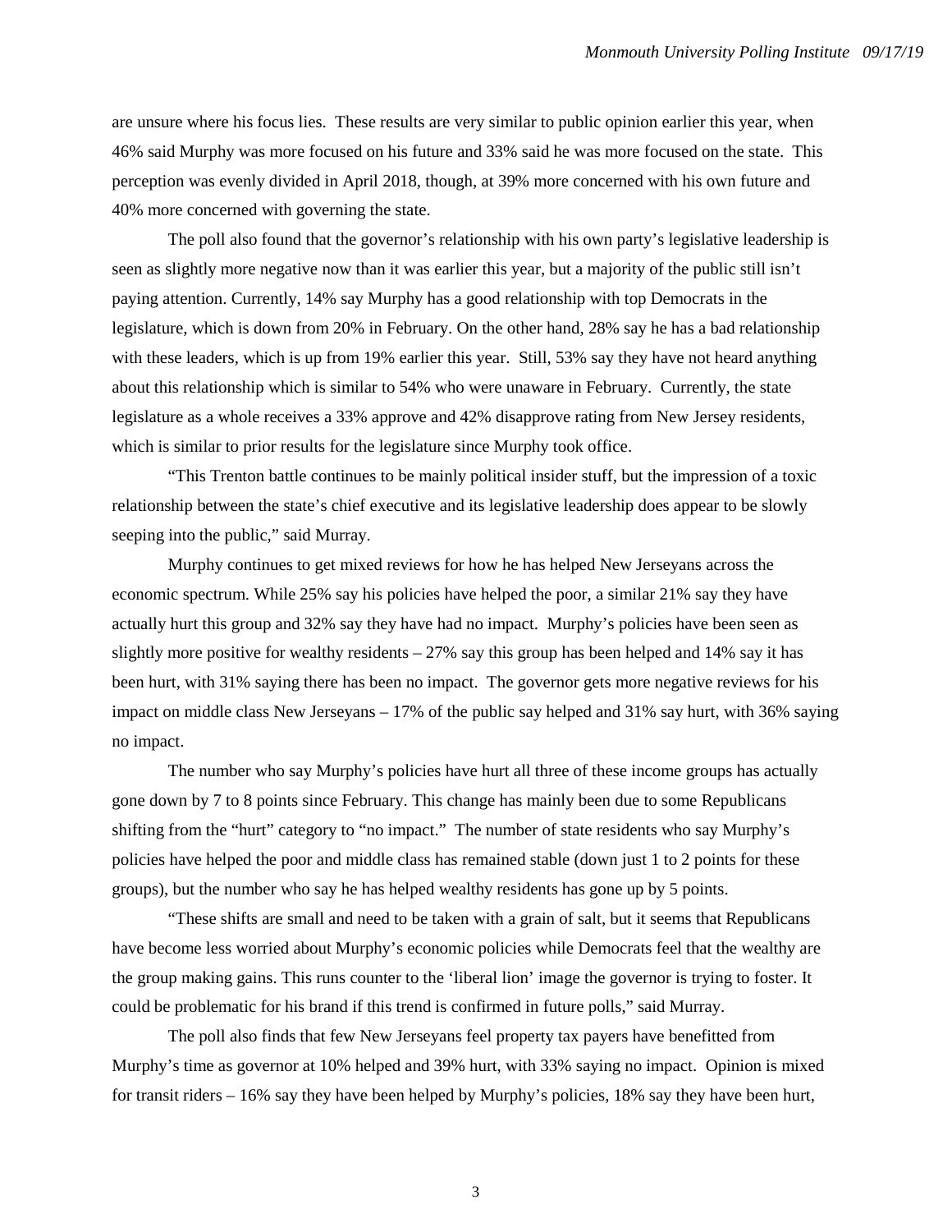are unsure where his focus lies. These results are very similar to public opinion earlier this year, when 46% said Murphy was more focused on his future and 33% said he was more focused on the state. This perception was evenly divided in April 2018, though, at 39% more concerned with his own future and 40% more concerned with governing the state.

The poll also found that the governor's relationship with his own party's legislative leadership is seen as slightly more negative now than it was earlier this year, but a majority of the public still isn't paying attention. Currently, 14% say Murphy has a good relationship with top Democrats in the legislature, which is down from 20% in February. On the other hand, 28% say he has a bad relationship with these leaders, which is up from 19% earlier this year. Still, 53% say they have not heard anything about this relationship which is similar to 54% who were unaware in February. Currently, the state legislature as a whole receives a 33% approve and 42% disapprove rating from New Jersey residents, which is similar to prior results for the legislature since Murphy took office.

"This Trenton battle continues to be mainly political insider stuff, but the impression of a toxic relationship between the state's chief executive and its legislative leadership does appear to be slowly seeping into the public," said Murray.

Murphy continues to get mixed reviews for how he has helped New Jerseyans across the economic spectrum. While 25% say his policies have helped the poor, a similar 21% say they have actually hurt this group and 32% say they have had no impact. Murphy's policies have been seen as slightly more positive for wealthy residents – 27% say this group has been helped and 14% say it has been hurt, with 31% saying there has been no impact. The governor gets more negative reviews for his impact on middle class New Jerseyans – 17% of the public say helped and 31% say hurt, with 36% saying no impact.

The number who say Murphy's policies have hurt all three of these income groups has actually gone down by 7 to 8 points since February. This change has mainly been due to some Republicans shifting from the "hurt" category to "no impact." The number of state residents who say Murphy's policies have helped the poor and middle class has remained stable (down just 1 to 2 points for these groups), but the number who say he has helped wealthy residents has gone up by 5 points.

"These shifts are small and need to be taken with a grain of salt, but it seems that Republicans have become less worried about Murphy's economic policies while Democrats feel that the wealthy are the group making gains. This runs counter to the 'liberal lion' image the governor is trying to foster. It could be problematic for his brand if this trend is confirmed in future polls," said Murray.

The poll also finds that few New Jerseyans feel property tax payers have benefitted from Murphy's time as governor at 10% helped and 39% hurt, with 33% saying no impact. Opinion is mixed for transit riders – 16% say they have been helped by Murphy's policies, 18% say they have been hurt,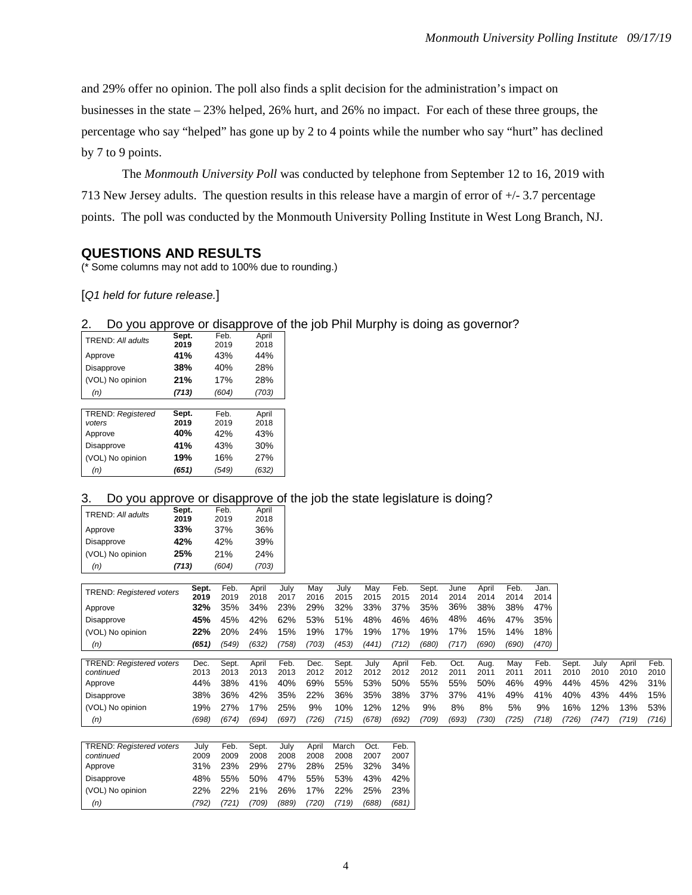and 29% offer no opinion. The poll also finds a split decision for the administration's impact on businesses in the state – 23% helped, 26% hurt, and 26% no impact. For each of these three groups, the percentage who say "helped" has gone up by 2 to 4 points while the number who say "hurt" has declined by 7 to 9 points.

The *Monmouth University Poll* was conducted by telephone from September 12 to 16, 2019 with 713 New Jersey adults. The question results in this release have a margin of error of +/- 3.7 percentage points. The poll was conducted by the Monmouth University Polling Institute in West Long Branch, NJ.

## QUESTIONS AND RESULTS

(* Some columns may not add to 100% due to rounding.)

[*Q1 held for future release.*]

2. Do you approve or disapprove of the job Phil Murphy is doing as governor?

| TREND: *All adults* | **Sept. 2019** | Feb. 2019 | April 2018 |
|---|---|---|---|
| Approve | **41%** | 43% | 44% |
| Disapprove | **38%** | 40% | 28% |
| (VOL) No opinion | **21%** | 17% | 28% |
| *(n)* | ***(713)*** | *(604)* | *(703)* |

| TREND: *Registered voters* | **Sept. 2019** | Feb. 2019 | April 2018 |
|---|---|---|---|
| Approve | **40%** | 42% | 43% |
| Disapprove | **41%** | 43% | 30% |
| (VOL) No opinion | **19%** | 16% | 27% |
| *(n)* | ***(651)*** | *(549)* | *(632)* |

3. Do you approve or disapprove of the job the state legislature is doing?

| TREND: *All adults* | **Sept. 2019** | Feb. 2019 | April 2018 |
|---|---|---|---|
| Approve | **33%** | 37% | 36% |
| Disapprove | **42%** | 42% | 39% |
| (VOL) No opinion | **25%** | 21% | 24% |
| *(n)* | ***(713)*** | *(604)* | *(703)* |

| TREND: *Registered voters* | **Sept. 2019** | Feb. 2019 | April 2018 | July 2017 | May 2016 | July 2015 | May 2015 | Feb. 2015 | Sept. 2014 | June 2014 | April 2014 | Feb. 2014 | Jan. 2014 |
|---|---|---|---|---|---|---|---|---|---|---|---|---|---|
| Approve | **32%** | 35% | 34% | 23% | 29% | 32% | 33% | 37% | 35% | 36% | 38% | 38% | 47% |
| Disapprove | **45%** | 45% | 42% | 62% | 53% | 51% | 48% | 46% | 46% | 48% | 46% | 47% | 35% |
| (VOL) No opinion | **22%** | 20% | 24% | 15% | 19% | 17% | 19% | 17% | 19% | 17% | 15% | 14% | 18% |
| *(n)* | ***(651)*** | *(549)* | *(632)* | *(758)* | *(703)* | *(453)* | *(441)* | *(712)* | *(680)* | *(717)* | *(690)* | *(690)* | *(470)* |

| TREND: *Registered voters continued* | Dec. 2013 | Sept. 2013 | April 2013 | Feb. 2013 | Dec. 2012 | Sept. 2012 | July 2012 | April 2012 | Feb. 2012 | Oct. 2011 | Aug. 2011 | May 2011 | Feb. 2011 | Sept. 2010 | July 2010 | April 2010 | Feb. 2010 |
|---|---|---|---|---|---|---|---|---|---|---|---|---|---|---|---|---|---|
| Approve | 44% | 38% | 41% | 40% | 69% | 55% | 53% | 50% | 55% | 55% | 50% | 46% | 49% | 44% | 45% | 42% | 31% |
| Disapprove | 38% | 36% | 42% | 35% | 22% | 36% | 35% | 38% | 37% | 37% | 41% | 49% | 41% | 40% | 43% | 44% | 15% |
| (VOL) No opinion | 19% | 27% | 17% | 25% | 9% | 10% | 12% | 12% | 9% | 8% | 8% | 5% | 9% | 16% | 12% | 13% | 53% |
| *(n)* | *(698)* | *(674)* | *(694)* | *(697)* | *(726)* | *(715)* | *(678)* | *(692)* | *(709)* | *(693)* | *(730)* | *(725)* | *(718)* | *(726)* | *(747)* | *(719)* | *(716)* |

| TREND: *Registered voters continued* | July 2009 | Feb. 2009 | Sept. 2008 | July 2008 | April 2008 | March 2008 | Oct. 2007 | Feb. 2007 |
|---|---|---|---|---|---|---|---|---|
| Approve | 31% | 23% | 29% | 27% | 28% | 25% | 32% | 34% |
| Disapprove | 48% | 55% | 50% | 47% | 55% | 53% | 43% | 42% |
| (VOL) No opinion | 22% | 22% | 21% | 26% | 17% | 22% | 25% | 23% |
| *(n)* | *(792)* | *(721)* | *(709)* | *(889)* | *(720)* | *(719)* | *(688)* | *(681)* |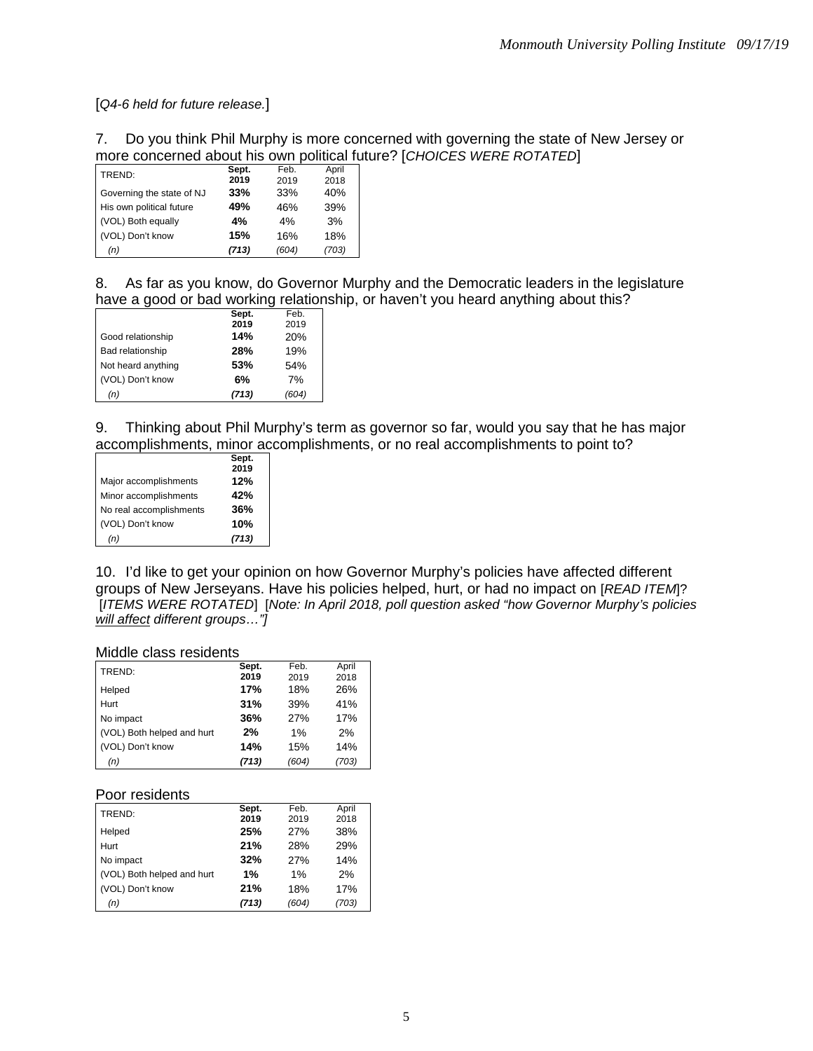[*Q4-6 held for future release.*]

7. Do you think Phil Murphy is more concerned with governing the state of New Jersey or more concerned about his own political future? [*CHOICES WERE ROTATED*]

| TREND: | **Sept. 2019** | Feb. 2019 | April 2018 |
|---|---|---|---|
| Governing the state of NJ | **33%** | 33% | 40% |
| His own political future | **49%** | 46% | 39% |
| (VOL) Both equally | **4%** | 4% | 3% |
| (VOL) Don't know | **15%** | 16% | 18% |
| *(n)* | ***(713)*** | *(604)* | *(703)* |

8. As far as you know, do Governor Murphy and the Democratic leaders in the legislature have a good or bad working relationship, or haven't you heard anything about this?

| | **Sept. 2019** | Feb. 2019 |
|---|---|---|
| Good relationship | **14%** | 20% |
| Bad relationship | **28%** | 19% |
| Not heard anything | **53%** | 54% |
| (VOL) Don't know | **6%** | 7% |
| *(n)* | ***(713)*** | *(604)* |

9. Thinking about Phil Murphy's term as governor so far, would you say that he has major accomplishments, minor accomplishments, or no real accomplishments to point to?

| | **Sept. 2019** |
|---|---|
| Major accomplishments | **12%** |
| Minor accomplishments | **42%** |
| No real accomplishments | **36%** |
| (VOL) Don't know | **10%** |
| *(n)* | ***(713)*** |

10. I'd like to get your opinion on how Governor Murphy's policies have affected different groups of New Jerseyans. Have his policies helped, hurt, or had no impact on [*READ ITEM*]? [*ITEMS WERE ROTATED*] [*Note: In April 2018, poll question asked "how Governor Murphy's policies will affect different groups…"*]

Middle class residents

| TREND: | **Sept. 2019** | Feb. 2019 | April 2018 |
|---|---|---|---|
| Helped | **17%** | 18% | 26% |
| Hurt | **31%** | 39% | 41% |
| No impact | **36%** | 27% | 17% |
| (VOL) Both helped and hurt | **2%** | 1% | 2% |
| (VOL) Don't know | **14%** | 15% | 14% |
| *(n)* | ***(713)*** | *(604)* | *(703)* |

Poor residents

| TREND: | **Sept. 2019** | Feb. 2019 | April 2018 |
|---|---|---|---|
| Helped | **25%** | 27% | 38% |
| Hurt | **21%** | 28% | 29% |
| No impact | **32%** | 27% | 14% |
| (VOL) Both helped and hurt | **1%** | 1% | 2% |
| (VOL) Don't know | **21%** | 18% | 17% |
| *(n)* | ***(713)*** | *(604)* | *(703)* |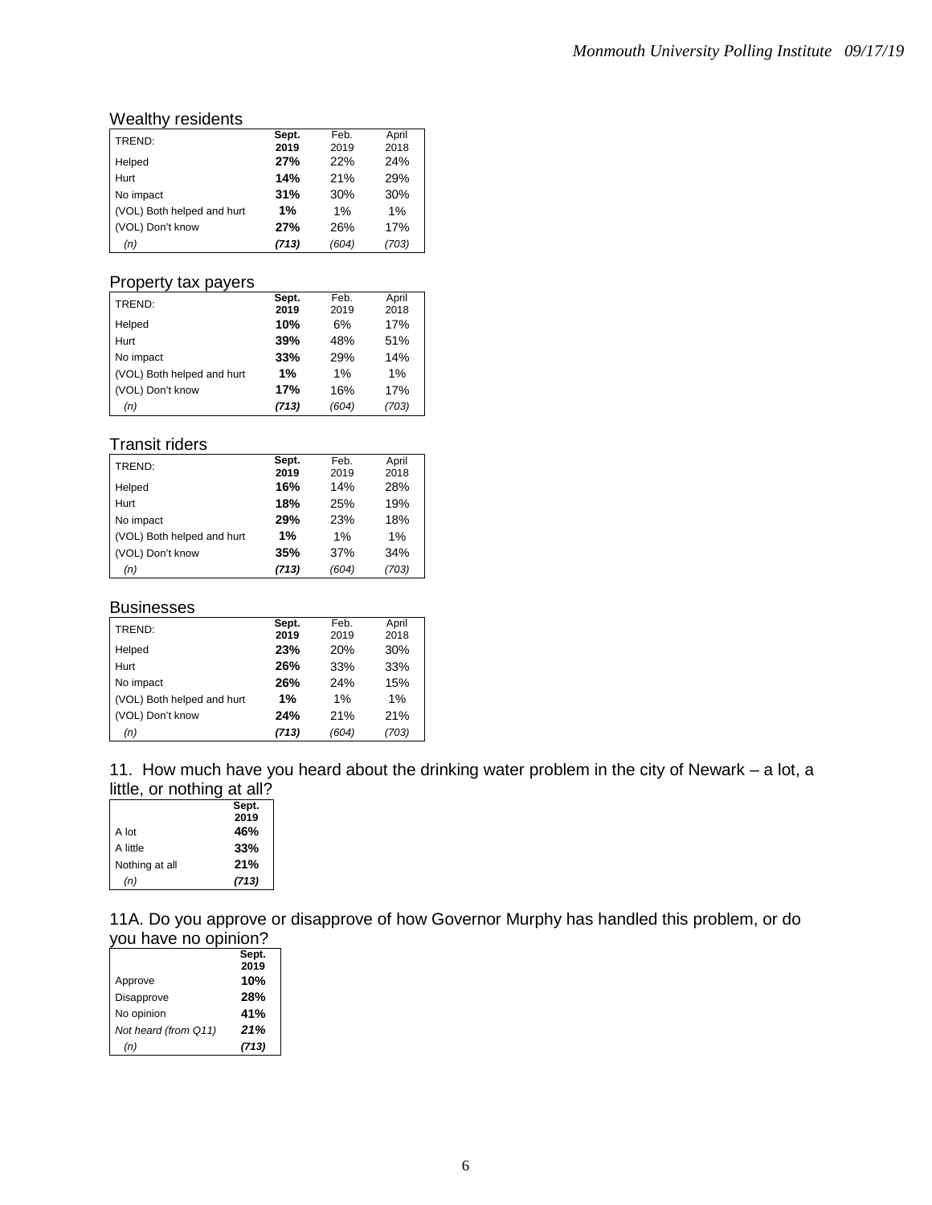Wealthy residents

| TREND: | Sept. 2019 | Feb. 2019 | April 2018 |
|---|---|---|---|
| Helped | **27%** | 22% | 24% |
| Hurt | **14%** | 21% | 29% |
| No impact | **31%** | 30% | 30% |
| (VOL) Both helped and hurt | **1%** | 1% | 1% |
| (VOL) Don't know | **27%** | 26% | 17% |
| *(n)* | ***(713)*** | *(604)* | *(703)* |

Property tax payers

| TREND: | Sept. 2019 | Feb. 2019 | April 2018 |
|---|---|---|---|
| Helped | **10%** | 6% | 17% |
| Hurt | **39%** | 48% | 51% |
| No impact | **33%** | 29% | 14% |
| (VOL) Both helped and hurt | **1%** | 1% | 1% |
| (VOL) Don't know | **17%** | 16% | 17% |
| *(n)* | ***(713)*** | *(604)* | *(703)* |

Transit riders

| TREND: | Sept. 2019 | Feb. 2019 | April 2018 |
|---|---|---|---|
| Helped | **16%** | 14% | 28% |
| Hurt | **18%** | 25% | 19% |
| No impact | **29%** | 23% | 18% |
| (VOL) Both helped and hurt | **1%** | 1% | 1% |
| (VOL) Don't know | **35%** | 37% | 34% |
| *(n)* | ***(713)*** | *(604)* | *(703)* |

Businesses

| TREND: | Sept. 2019 | Feb. 2019 | April 2018 |
|---|---|---|---|
| Helped | **23%** | 20% | 30% |
| Hurt | **26%** | 33% | 33% |
| No impact | **26%** | 24% | 15% |
| (VOL) Both helped and hurt | **1%** | 1% | 1% |
| (VOL) Don't know | **24%** | 21% | 21% |
| *(n)* | ***(713)*** | *(604)* | *(703)* |

11. How much have you heard about the drinking water problem in the city of Newark – a lot, a little, or nothing at all?

| | Sept. 2019 |
|---|---|
| A lot | **46%** |
| A little | **33%** |
| Nothing at all | **21%** |
| *(n)* | ***(713)*** |

11A. Do you approve or disapprove of how Governor Murphy has handled this problem, or do you have no opinion?

| | Sept. 2019 |
|---|---|
| Approve | **10%** |
| Disapprove | **28%** |
| No opinion | **41%** |
| *Not heard (from Q11)* | ***21%*** |
| *(n)* | ***(713)*** |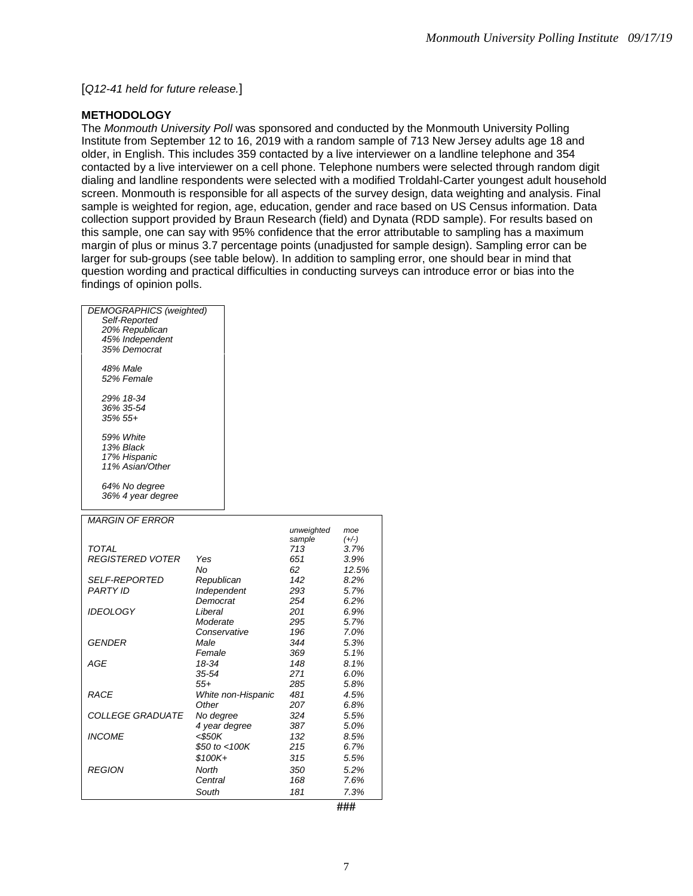[*Q12-41 held for future release.*]

**METHODOLOGY**

The *Monmouth University Poll* was sponsored and conducted by the Monmouth University Polling Institute from September 12 to 16, 2019 with a random sample of 713 New Jersey adults age 18 and older, in English. This includes 359 contacted by a live interviewer on a landline telephone and 354 contacted by a live interviewer on a cell phone. Telephone numbers were selected through random digit dialing and landline respondents were selected with a modified Troldahl-Carter youngest adult household screen. Monmouth is responsible for all aspects of the survey design, data weighting and analysis. Final sample is weighted for region, age, education, gender and race based on US Census information. Data collection support provided by Braun Research (field) and Dynata (RDD sample). For results based on this sample, one can say with 95% confidence that the error attributable to sampling has a maximum margin of plus or minus 3.7 percentage points (unadjusted for sample design). Sampling error can be larger for sub-groups (see table below). In addition to sampling error, one should bear in mind that question wording and practical difficulties in conducting surveys can introduce error or bias into the findings of opinion polls.

*DEMOGRAPHICS (weighted)*

*Self-Reported*
*20% Republican*
*45% Independent*
*35% Democrat*

*48% Male*
*52% Female*

*29% 18-34*
*36% 35-54*
*35% 55+*

*59% White*
*13% Black*
*17% Hispanic*
*11% Asian/Other*

*64% No degree*
*36% 4 year degree*

| *MARGIN OF ERROR* | | *unweighted sample* | *moe (+/-)* |
|---|---|---|---|
| *TOTAL* | | *713* | *3.7%* |
| *REGISTERED VOTER* | *Yes* | *651* | *3.9%* |
| | *No* | *62* | *12.5%* |
| *SELF-REPORTED PARTY ID* | *Republican* | *142* | *8.2%* |
| | *Independent* | *293* | *5.7%* |
| | *Democrat* | *254* | *6.2%* |
| *IDEOLOGY* | *Liberal* | *201* | *6.9%* |
| | *Moderate* | *295* | *5.7%* |
| | *Conservative* | *196* | *7.0%* |
| *GENDER* | *Male* | *344* | *5.3%* |
| | *Female* | *369* | *5.1%* |
| *AGE* | *18-34* | *148* | *8.1%* |
| | *35-54* | *271* | *6.0%* |
| | *55+* | *285* | *5.8%* |
| *RACE* | *White non-Hispanic* | *481* | *4.5%* |
| | *Other* | *207* | *6.8%* |
| *COLLEGE GRADUATE* | *No degree* | *324* | *5.5%* |
| | *4 year degree* | *387* | *5.0%* |
| *INCOME* | *<$50K* | *132* | *8.5%* |
| | *$50 to <100K* | *215* | *6.7%* |
| | *$100K+* | *315* | *5.5%* |
| *REGION* | *North* | *350* | *5.2%* |
| | *Central* | *168* | *7.6%* |
| | *South* | *181* | *7.3%* |

###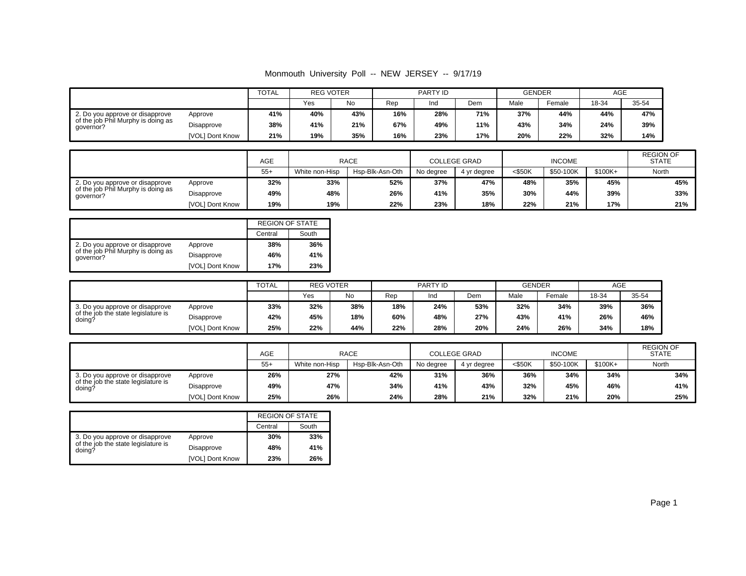Monmouth University Poll -- NEW JERSEY -- 9/17/19

| | | TOTAL | REG VOTER | | PARTY ID | | | GENDER | | AGE | |
|---|---|---|---|---|---|---|---|---|---|---|---|
| | | | Yes | No | Rep | Ind | Dem | Male | Female | 18-34 | 35-54 |
| 2. Do you approve or disapprove of the job Phil Murphy is doing as governor? | Approve | 41% | 40% | 43% | 16% | 28% | 71% | 37% | 44% | 44% | 47% |
| | Disapprove | 38% | 41% | 21% | 67% | 49% | 11% | 43% | 34% | 24% | 39% |
| | [VOL] Dont Know | 21% | 19% | 35% | 16% | 23% | 17% | 20% | 22% | 32% | 14% |

| | | AGE | RACE | | COLLEGE GRAD | | INCOME | | | REGION OF STATE |
|---|---|---|---|---|---|---|---|---|---|---|
| | | 55+ | White non-Hisp | Hsp-Blk-Asn-Oth | No degree | 4 yr degree | <$50K | $50-100K | $100K+ | North |
| 2. Do you approve or disapprove of the job Phil Murphy is doing as governor? | Approve | 32% | 33% | 52% | 37% | 47% | 48% | 35% | 45% | 45% |
| | Disapprove | 49% | 48% | 26% | 41% | 35% | 30% | 44% | 39% | 33% |
| | [VOL] Dont Know | 19% | 19% | 22% | 23% | 18% | 22% | 21% | 17% | 21% |

| | | REGION OF STATE | |
|---|---|---|---|
| | | Central | South |
| 2. Do you approve or disapprove of the job Phil Murphy is doing as governor? | Approve | 38% | 36% |
| | Disapprove | 46% | 41% |
| | [VOL] Dont Know | 17% | 23% |

| | | TOTAL | REG VOTER | | PARTY ID | | | GENDER | | AGE | |
|---|---|---|---|---|---|---|---|---|---|---|---|
| | | | Yes | No | Rep | Ind | Dem | Male | Female | 18-34 | 35-54 |
| 3. Do you approve or disapprove of the job the state legislature is doing? | Approve | 33% | 32% | 38% | 18% | 24% | 53% | 32% | 34% | 39% | 36% |
| | Disapprove | 42% | 45% | 18% | 60% | 48% | 27% | 43% | 41% | 26% | 46% |
| | [VOL] Dont Know | 25% | 22% | 44% | 22% | 28% | 20% | 24% | 26% | 34% | 18% |

| | | AGE | RACE | | COLLEGE GRAD | | INCOME | | | REGION OF STATE |
|---|---|---|---|---|---|---|---|---|---|---|
| | | 55+ | White non-Hisp | Hsp-Blk-Asn-Oth | No degree | 4 yr degree | <$50K | $50-100K | $100K+ | North |
| 3. Do you approve or disapprove of the job the state legislature is doing? | Approve | 26% | 27% | 42% | 31% | 36% | 36% | 34% | 34% | 34% |
| | Disapprove | 49% | 47% | 34% | 41% | 43% | 32% | 45% | 46% | 41% |
| | [VOL] Dont Know | 25% | 26% | 24% | 28% | 21% | 32% | 21% | 20% | 25% |

| | | REGION OF STATE | |
|---|---|---|---|
| | | Central | South |
| 3. Do you approve or disapprove of the job the state legislature is doing? | Approve | 30% | 33% |
| | Disapprove | 48% | 41% |
| | [VOL] Dont Know | 23% | 26% |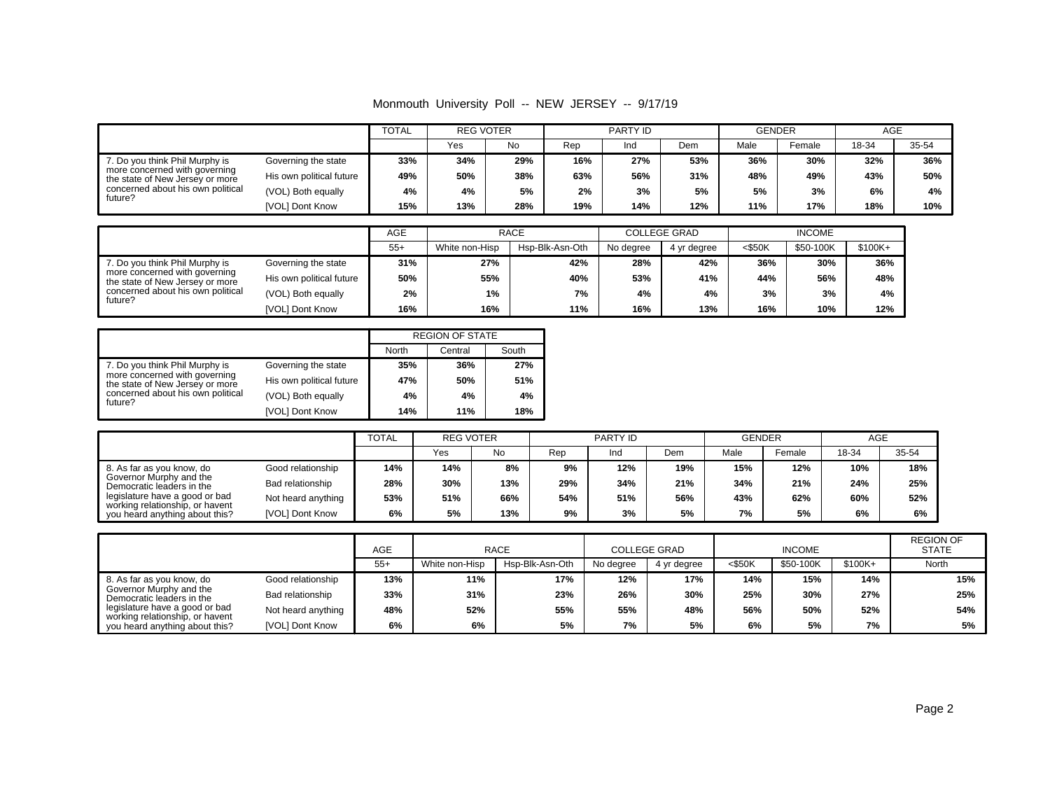Monmouth University Poll -- NEW JERSEY -- 9/17/19

| | | TOTAL | REG VOTER | | PARTY ID | | | GENDER | | AGE | |
|---|---|---|---|---|---|---|---|---|---|---|---|
| | | | Yes | No | Rep | Ind | Dem | Male | Female | 18-34 | 35-54 |
| 7. Do you think Phil Murphy is more concerned with governing the state of New Jersey or more concerned about his own political future? | Governing the state | 33% | 34% | 29% | 16% | 27% | 53% | 36% | 30% | 32% | 36% |
| | His own political future | 49% | 50% | 38% | 63% | 56% | 31% | 48% | 49% | 43% | 50% |
| | (VOL) Both equally | 4% | 4% | 5% | 2% | 3% | 5% | 5% | 3% | 6% | 4% |
| | [VOL] Dont Know | 15% | 13% | 28% | 19% | 14% | 12% | 11% | 17% | 18% | 10% |

| | | AGE | RACE | | COLLEGE GRAD | | INCOME | | |
|---|---|---|---|---|---|---|---|---|---|
| | | 55+ | White non-Hisp | Hsp-Blk-Asn-Oth | No degree | 4 yr degree | <$50K | $50-100K | $100K+ |
| 7. Do you think Phil Murphy is more concerned with governing the state of New Jersey or more concerned about his own political future? | Governing the state | 31% | 27% | 42% | 28% | 42% | 36% | 30% | 36% |
| | His own political future | 50% | 55% | 40% | 53% | 41% | 44% | 56% | 48% |
| | (VOL) Both equally | 2% | 1% | 7% | 4% | 4% | 3% | 3% | 4% |
| | [VOL] Dont Know | 16% | 16% | 11% | 16% | 13% | 16% | 10% | 12% |

| | | REGION OF STATE | | |
|---|---|---|---|---|
| | | North | Central | South |
| 7. Do you think Phil Murphy is more concerned with governing the state of New Jersey or more concerned about his own political future? | Governing the state | 35% | 36% | 27% |
| | His own political future | 47% | 50% | 51% |
| | (VOL) Both equally | 4% | 4% | 4% |
| | [VOL] Dont Know | 14% | 11% | 18% |

| | | TOTAL | REG VOTER | | PARTY ID | | | GENDER | | AGE | |
|---|---|---|---|---|---|---|---|---|---|---|---|
| | | | Yes | No | Rep | Ind | Dem | Male | Female | 18-34 | 35-54 |
| 8. As far as you know, do Governor Murphy and the Democratic leaders in the legislature have a good or bad working relationship, or havent you heard anything about this? | Good relationship | 14% | 14% | 8% | 9% | 12% | 19% | 15% | 12% | 10% | 18% |
| | Bad relationship | 28% | 30% | 13% | 29% | 34% | 21% | 34% | 21% | 24% | 25% |
| | Not heard anything | 53% | 51% | 66% | 54% | 51% | 56% | 43% | 62% | 60% | 52% |
| | [VOL] Dont Know | 6% | 5% | 13% | 9% | 3% | 5% | 7% | 5% | 6% | 6% |

| | | AGE | RACE | | COLLEGE GRAD | | INCOME | | | REGION OF STATE |
|---|---|---|---|---|---|---|---|---|---|---|
| | | 55+ | White non-Hisp | Hsp-Blk-Asn-Oth | No degree | 4 yr degree | <$50K | $50-100K | $100K+ | North |
| 8. As far as you know, do Governor Murphy and the Democratic leaders in the legislature have a good or bad working relationship, or havent you heard anything about this? | Good relationship | 13% | 11% | 17% | 12% | 17% | 14% | 15% | 14% | 15% |
| | Bad relationship | 33% | 31% | 23% | 26% | 30% | 25% | 30% | 27% | 25% |
| | Not heard anything | 48% | 52% | 55% | 55% | 48% | 56% | 50% | 52% | 54% |
| | [VOL] Dont Know | 6% | 6% | 5% | 7% | 5% | 6% | 5% | 7% | 5% |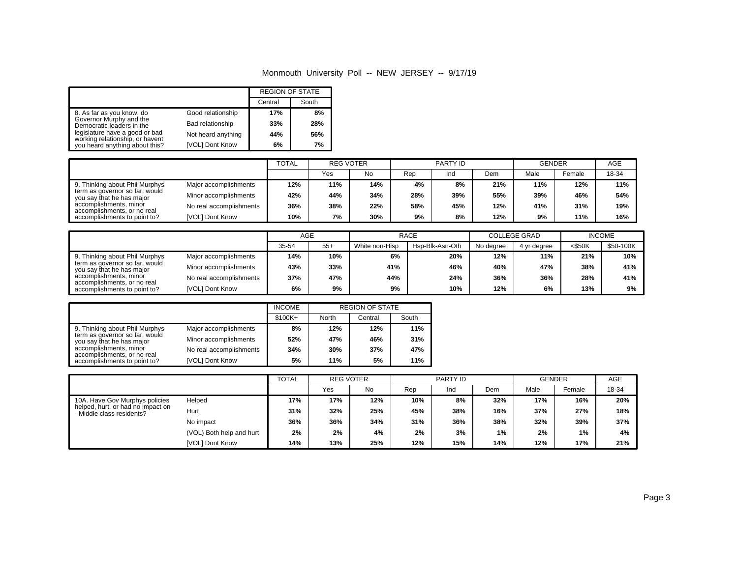# Monmouth University Poll -- NEW JERSEY -- 9/17/19

| | | REGION OF STATE | |
|---|---|---|---|
| | | Central | South |
| 8. As far as you know, do Governor Murphy and the Democratic leaders in the legislature have a good or bad working relationship, or havent you heard anything about this? | Good relationship | 17% | 8% |
| | Bad relationship | 33% | 28% |
| | Not heard anything | 44% | 56% |
| | [VOL] Dont Know | 6% | 7% |

| | | TOTAL | REG VOTER | | PARTY ID | | | GENDER | | AGE |
|---|---|---|---|---|---|---|---|---|---|---|
| | | | Yes | No | Rep | Ind | Dem | Male | Female | 18-34 |
| 9. Thinking about Phil Murphys term as governor so far, would you say that he has major accomplishments, minor accomplishments, or no real accomplishments to point to? | Major accomplishments | 12% | 11% | 14% | 4% | 8% | 21% | 11% | 12% | 11% |
| | Minor accomplishments | 42% | 44% | 34% | 28% | 39% | 55% | 39% | 46% | 54% |
| | No real accomplishments | 36% | 38% | 22% | 58% | 45% | 12% | 41% | 31% | 19% |
| | [VOL] Dont Know | 10% | 7% | 30% | 9% | 8% | 12% | 9% | 11% | 16% |

| | | AGE | | RACE | | COLLEGE GRAD | | INCOME | |
|---|---|---|---|---|---|---|---|---|---|
| | | 35-54 | 55+ | White non-Hisp | Hsp-Blk-Asn-Oth | No degree | 4 yr degree | <$50K | $50-100K |
| 9. Thinking about Phil Murphys term as governor so far, would you say that he has major accomplishments, minor accomplishments, or no real accomplishments to point to? | Major accomplishments | 14% | 10% | 6% | 20% | 12% | 11% | 21% | 10% |
| | Minor accomplishments | 43% | 33% | 41% | 46% | 40% | 47% | 38% | 41% |
| | No real accomplishments | 37% | 47% | 44% | 24% | 36% | 36% | 28% | 41% |
| | [VOL] Dont Know | 6% | 9% | 9% | 10% | 12% | 6% | 13% | 9% |

| | | INCOME | REGION OF STATE | | |
|---|---|---|---|---|---|
| | | $100K+ | North | Central | South |
| 9. Thinking about Phil Murphys term as governor so far, would you say that he has major accomplishments, minor accomplishments, or no real accomplishments to point to? | Major accomplishments | 8% | 12% | 12% | 11% |
| | Minor accomplishments | 52% | 47% | 46% | 31% |
| | No real accomplishments | 34% | 30% | 37% | 47% |
| | [VOL] Dont Know | 5% | 11% | 5% | 11% |

| | | TOTAL | REG VOTER | | PARTY ID | | | GENDER | | AGE |
|---|---|---|---|---|---|---|---|---|---|---|
| | | | Yes | No | Rep | Ind | Dem | Male | Female | 18-34 |
| 10A. Have Gov Murphys policies helped, hurt, or had no impact on - Middle class residents? | Helped | 17% | 17% | 12% | 10% | 8% | 32% | 17% | 16% | 20% |
| | Hurt | 31% | 32% | 25% | 45% | 38% | 16% | 37% | 27% | 18% |
| | No impact | 36% | 36% | 34% | 31% | 36% | 38% | 32% | 39% | 37% |
| | (VOL) Both help and hurt | 2% | 2% | 4% | 2% | 3% | 1% | 2% | 1% | 4% |
| | [VOL] Dont Know | 14% | 13% | 25% | 12% | 15% | 14% | 12% | 17% | 21% |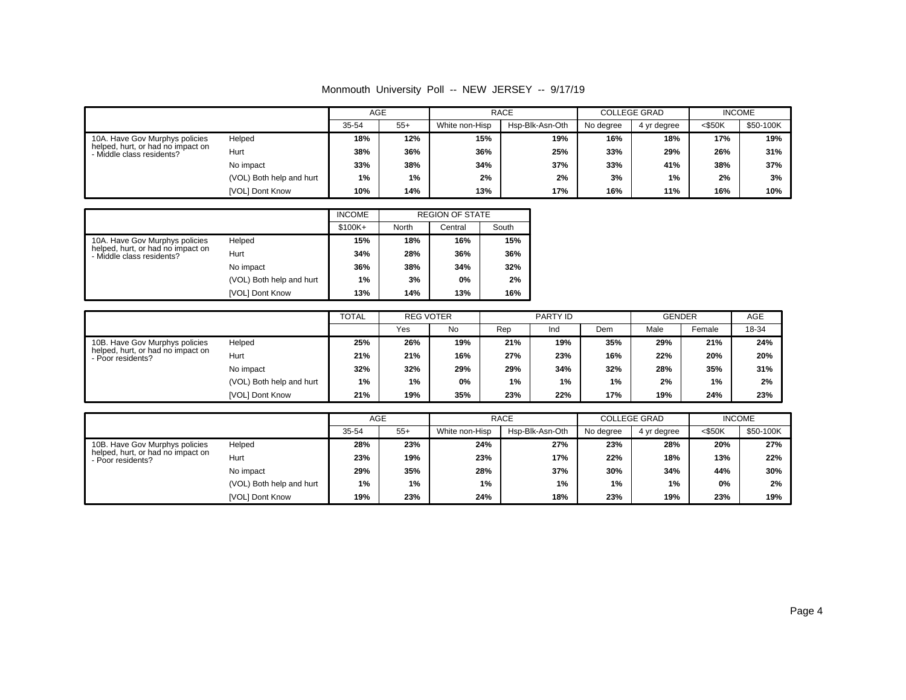Monmouth University Poll -- NEW JERSEY -- 9/17/19

| | | AGE | | RACE | | COLLEGE GRAD | | INCOME | |
|---|---|---|---|---|---|---|---|---|---|
| | | 35-54 | 55+ | White non-Hisp | Hsp-Blk-Asn-Oth | No degree | 4 yr degree | <$50K | $50-100K |
| 10A. Have Gov Murphys policies helped, hurt, or had no impact on - Middle class residents? | Helped | 18% | 12% | 15% | 19% | 16% | 18% | 17% | 19% |
| | Hurt | 38% | 36% | 36% | 25% | 33% | 29% | 26% | 31% |
| | No impact | 33% | 38% | 34% | 37% | 33% | 41% | 38% | 37% |
| | (VOL) Both help and hurt | 1% | 1% | 2% | 2% | 3% | 1% | 2% | 3% |
| | [VOL] Dont Know | 10% | 14% | 13% | 17% | 16% | 11% | 16% | 10% |

| | | INCOME | REGION OF STATE | | |
|---|---|---|---|---|---|
| | | $100K+ | North | Central | South |
| 10A. Have Gov Murphys policies helped, hurt, or had no impact on - Middle class residents? | Helped | 15% | 18% | 16% | 15% |
| | Hurt | 34% | 28% | 36% | 36% |
| | No impact | 36% | 38% | 34% | 32% |
| | (VOL) Both help and hurt | 1% | 3% | 0% | 2% |
| | [VOL] Dont Know | 13% | 14% | 13% | 16% |

| | | TOTAL | REG VOTER | | PARTY ID | | | GENDER | | AGE |
|---|---|---|---|---|---|---|---|---|---|---|
| | | | Yes | No | Rep | Ind | Dem | Male | Female | 18-34 |
| 10B. Have Gov Murphys policies helped, hurt, or had no impact on - Poor residents? | Helped | 25% | 26% | 19% | 21% | 19% | 35% | 29% | 21% | 24% |
| | Hurt | 21% | 21% | 16% | 27% | 23% | 16% | 22% | 20% | 20% |
| | No impact | 32% | 32% | 29% | 29% | 34% | 32% | 28% | 35% | 31% |
| | (VOL) Both help and hurt | 1% | 1% | 0% | 1% | 1% | 1% | 2% | 1% | 2% |
| | [VOL] Dont Know | 21% | 19% | 35% | 23% | 22% | 17% | 19% | 24% | 23% |

| | | AGE | | RACE | | COLLEGE GRAD | | INCOME | |
|---|---|---|---|---|---|---|---|---|---|
| | | 35-54 | 55+ | White non-Hisp | Hsp-Blk-Asn-Oth | No degree | 4 yr degree | <$50K | $50-100K |
| 10B. Have Gov Murphys policies helped, hurt, or had no impact on - Poor residents? | Helped | 28% | 23% | 24% | 27% | 23% | 28% | 20% | 27% |
| | Hurt | 23% | 19% | 23% | 17% | 22% | 18% | 13% | 22% |
| | No impact | 29% | 35% | 28% | 37% | 30% | 34% | 44% | 30% |
| | (VOL) Both help and hurt | 1% | 1% | 1% | 1% | 1% | 1% | 0% | 2% |
| | [VOL] Dont Know | 19% | 23% | 24% | 18% | 23% | 19% | 23% | 19% |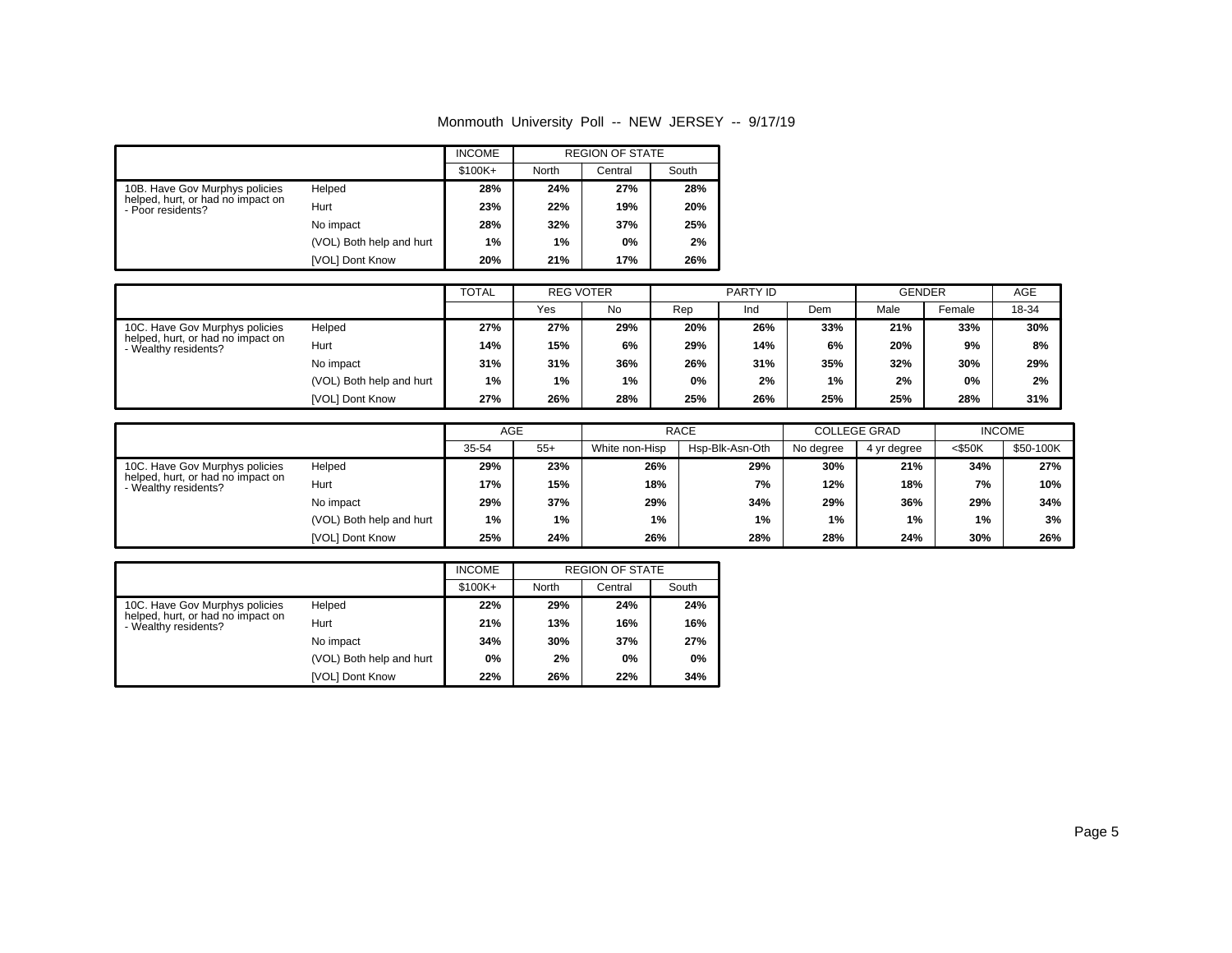Monmouth University Poll -- NEW JERSEY -- 9/17/19

| | | INCOME | REGION OF STATE | | |
|---|---|---|---|---|---|
| | | $100K+ | North | Central | South |
| 10B. Have Gov Murphys policies helped, hurt, or had no impact on - Poor residents? | Helped | 28% | 24% | 27% | 28% |
| | Hurt | 23% | 22% | 19% | 20% |
| | No impact | 28% | 32% | 37% | 25% |
| | (VOL) Both help and hurt | 1% | 1% | 0% | 2% |
| | [VOL] Dont Know | 20% | 21% | 17% | 26% |

| | | TOTAL | REG VOTER | | PARTY ID | | | GENDER | | AGE |
|---|---|---|---|---|---|---|---|---|---|---|
| | | | Yes | No | Rep | Ind | Dem | Male | Female | 18-34 |
| 10C. Have Gov Murphys policies helped, hurt, or had no impact on - Wealthy residents? | Helped | 27% | 27% | 29% | 20% | 26% | 33% | 21% | 33% | 30% |
| | Hurt | 14% | 15% | 6% | 29% | 14% | 6% | 20% | 9% | 8% |
| | No impact | 31% | 31% | 36% | 26% | 31% | 35% | 32% | 30% | 29% |
| | (VOL) Both help and hurt | 1% | 1% | 1% | 0% | 2% | 1% | 2% | 0% | 2% |
| | [VOL] Dont Know | 27% | 26% | 28% | 25% | 26% | 25% | 25% | 28% | 31% |

| | | AGE | | RACE | | COLLEGE GRAD | | INCOME | |
|---|---|---|---|---|---|---|---|---|---|
| | | 35-54 | 55+ | White non-Hisp | Hsp-Blk-Asn-Oth | No degree | 4 yr degree | <$50K | $50-100K |
| 10C. Have Gov Murphys policies helped, hurt, or had no impact on - Wealthy residents? | Helped | 29% | 23% | 26% | 29% | 30% | 21% | 34% | 27% |
| | Hurt | 17% | 15% | 18% | 7% | 12% | 18% | 7% | 10% |
| | No impact | 29% | 37% | 29% | 34% | 29% | 36% | 29% | 34% |
| | (VOL) Both help and hurt | 1% | 1% | 1% | 1% | 1% | 1% | 1% | 3% |
| | [VOL] Dont Know | 25% | 24% | 26% | 28% | 28% | 24% | 30% | 26% |

| | | INCOME | REGION OF STATE | | |
|---|---|---|---|---|---|
| | | $100K+ | North | Central | South |
| 10C. Have Gov Murphys policies helped, hurt, or had no impact on - Wealthy residents? | Helped | 22% | 29% | 24% | 24% |
| | Hurt | 21% | 13% | 16% | 16% |
| | No impact | 34% | 30% | 37% | 27% |
| | (VOL) Both help and hurt | 0% | 2% | 0% | 0% |
| | [VOL] Dont Know | 22% | 26% | 22% | 34% |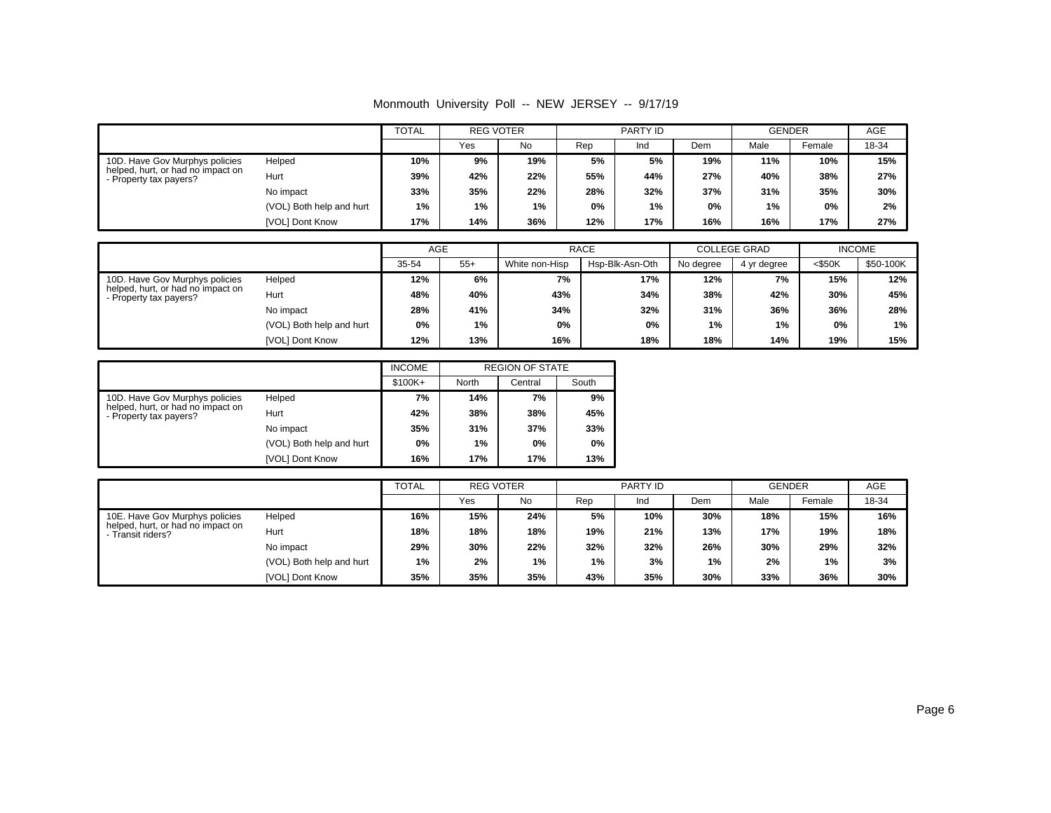Monmouth University Poll -- NEW JERSEY -- 9/17/19

| | | TOTAL | REG VOTER | | PARTY ID | | | GENDER | | AGE |
|---|---|---|---|---|---|---|---|---|---|---|
| | | | Yes | No | Rep | Ind | Dem | Male | Female | 18-34 |
| 10D. Have Gov Murphys policies helped, hurt, or had no impact on - Property tax payers? | Helped | **10%** | **9%** | **19%** | **5%** | **5%** | **19%** | **11%** | **10%** | **15%** |
| | Hurt | **39%** | **42%** | **22%** | **55%** | **44%** | **27%** | **40%** | **38%** | **27%** |
| | No impact | **33%** | **35%** | **22%** | **28%** | **32%** | **37%** | **31%** | **35%** | **30%** |
| | (VOL) Both help and hurt | **1%** | **1%** | **1%** | **0%** | **1%** | **0%** | **1%** | **0%** | **2%** |
| | [VOL] Dont Know | **17%** | **14%** | **36%** | **12%** | **17%** | **16%** | **16%** | **17%** | **27%** |

| | | AGE | | RACE | | COLLEGE GRAD | | INCOME | |
|---|---|---|---|---|---|---|---|---|---|
| | | 35-54 | 55+ | White non-Hisp | Hsp-Blk-Asn-Oth | No degree | 4 yr degree | <$50K | $50-100K |
| 10D. Have Gov Murphys policies helped, hurt, or had no impact on - Property tax payers? | Helped | **12%** | **6%** | **7%** | **17%** | **12%** | **7%** | **15%** | **12%** |
| | Hurt | **48%** | **40%** | **43%** | **34%** | **38%** | **42%** | **30%** | **45%** |
| | No impact | **28%** | **41%** | **34%** | **32%** | **31%** | **36%** | **36%** | **28%** |
| | (VOL) Both help and hurt | **0%** | **1%** | **0%** | **0%** | **1%** | **1%** | **0%** | **1%** |
| | [VOL] Dont Know | **12%** | **13%** | **16%** | **18%** | **18%** | **14%** | **19%** | **15%** |

| | | INCOME | REGION OF STATE | | |
|---|---|---|---|---|---|
| | | $100K+ | North | Central | South |
| 10D. Have Gov Murphys policies helped, hurt, or had no impact on - Property tax payers? | Helped | **7%** | **14%** | **7%** | **9%** |
| | Hurt | **42%** | **38%** | **38%** | **45%** |
| | No impact | **35%** | **31%** | **37%** | **33%** |
| | (VOL) Both help and hurt | **0%** | **1%** | **0%** | **0%** |
| | [VOL] Dont Know | **16%** | **17%** | **17%** | **13%** |

| | | TOTAL | REG VOTER | | PARTY ID | | | GENDER | | AGE |
|---|---|---|---|---|---|---|---|---|---|---|
| | | | Yes | No | Rep | Ind | Dem | Male | Female | 18-34 |
| 10E. Have Gov Murphys policies helped, hurt, or had no impact on - Transit riders? | Helped | **16%** | **15%** | **24%** | **5%** | **10%** | **30%** | **18%** | **15%** | **16%** |
| | Hurt | **18%** | **18%** | **18%** | **19%** | **21%** | **13%** | **17%** | **19%** | **18%** |
| | No impact | **29%** | **30%** | **22%** | **32%** | **32%** | **26%** | **30%** | **29%** | **32%** |
| | (VOL) Both help and hurt | **1%** | **2%** | **1%** | **1%** | **3%** | **1%** | **2%** | **1%** | **3%** |
| | [VOL] Dont Know | **35%** | **35%** | **35%** | **43%** | **35%** | **30%** | **33%** | **36%** | **30%** |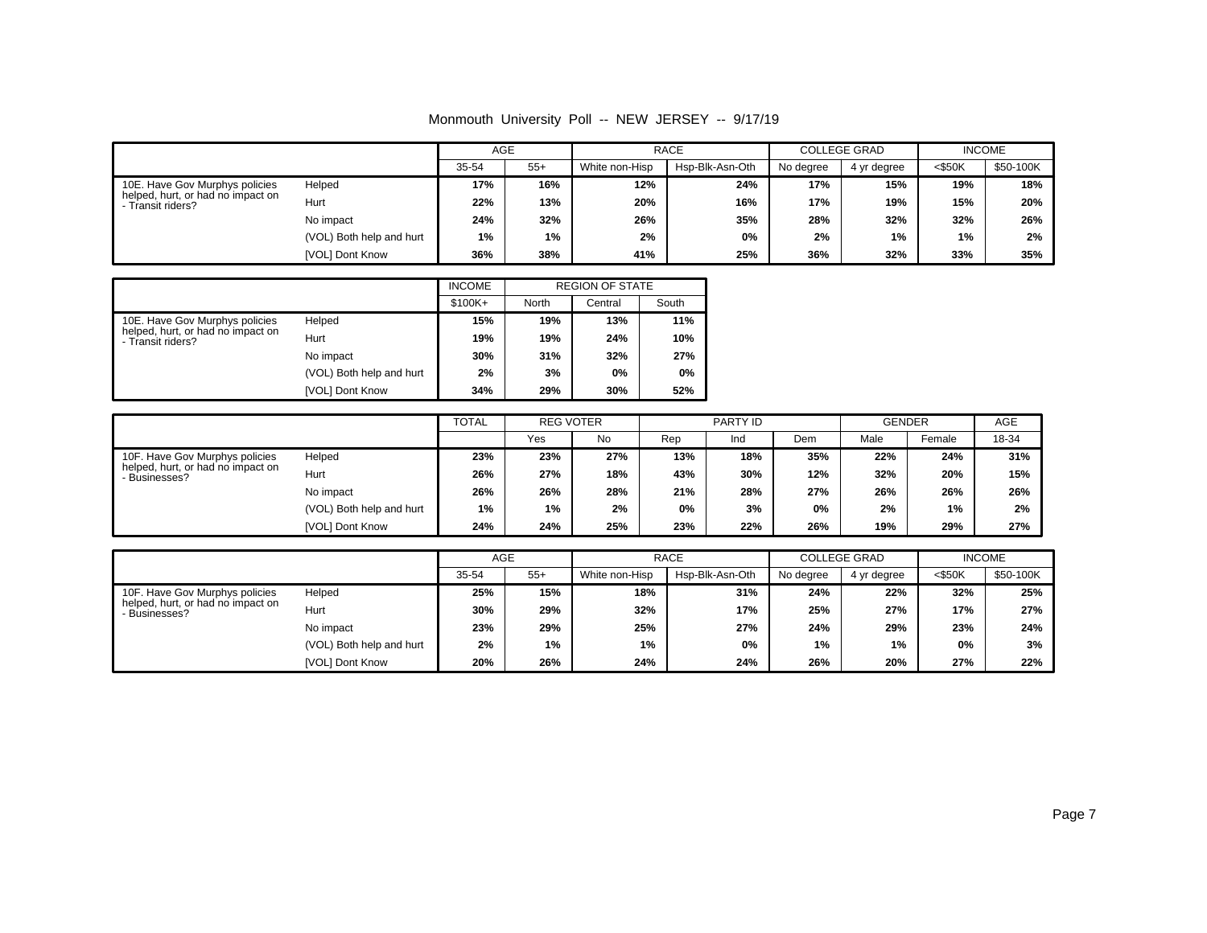Monmouth University Poll -- NEW JERSEY -- 9/17/19

| | | AGE | | RACE | | COLLEGE GRAD | | INCOME | |
|---|---|---|---|---|---|---|---|---|---|
| | | 35-54 | 55+ | White non-Hisp | Hsp-Blk-Asn-Oth | No degree | 4 yr degree | <$50K | $50-100K |
| 10E. Have Gov Murphys policies helped, hurt, or had no impact on - Transit riders? | Helped | 17% | 16% | 12% | 24% | 17% | 15% | 19% | 18% |
| | Hurt | 22% | 13% | 20% | 16% | 17% | 19% | 15% | 20% |
| | No impact | 24% | 32% | 26% | 35% | 28% | 32% | 32% | 26% |
| | (VOL) Both help and hurt | 1% | 1% | 2% | 0% | 2% | 1% | 1% | 2% |
| | [VOL] Dont Know | 36% | 38% | 41% | 25% | 36% | 32% | 33% | 35% |

| | | INCOME | REGION OF STATE | | |
|---|---|---|---|---|---|
| | | $100K+ | North | Central | South |
| 10E. Have Gov Murphys policies helped, hurt, or had no impact on - Transit riders? | Helped | 15% | 19% | 13% | 11% |
| | Hurt | 19% | 19% | 24% | 10% |
| | No impact | 30% | 31% | 32% | 27% |
| | (VOL) Both help and hurt | 2% | 3% | 0% | 0% |
| | [VOL] Dont Know | 34% | 29% | 30% | 52% |

| | | TOTAL | REG VOTER | | PARTY ID | | | GENDER | | AGE |
|---|---|---|---|---|---|---|---|---|---|---|
| | | | Yes | No | Rep | Ind | Dem | Male | Female | 18-34 |
| 10F. Have Gov Murphys policies helped, hurt, or had no impact on - Businesses? | Helped | 23% | 23% | 27% | 13% | 18% | 35% | 22% | 24% | 31% |
| | Hurt | 26% | 27% | 18% | 43% | 30% | 12% | 32% | 20% | 15% |
| | No impact | 26% | 26% | 28% | 21% | 28% | 27% | 26% | 26% | 26% |
| | (VOL) Both help and hurt | 1% | 1% | 2% | 0% | 3% | 0% | 2% | 1% | 2% |
| | [VOL] Dont Know | 24% | 24% | 25% | 23% | 22% | 26% | 19% | 29% | 27% |

| | | AGE | | RACE | | COLLEGE GRAD | | INCOME | |
|---|---|---|---|---|---|---|---|---|---|
| | | 35-54 | 55+ | White non-Hisp | Hsp-Blk-Asn-Oth | No degree | 4 yr degree | <$50K | $50-100K |
| 10F. Have Gov Murphys policies helped, hurt, or had no impact on - Businesses? | Helped | 25% | 15% | 18% | 31% | 24% | 22% | 32% | 25% |
| | Hurt | 30% | 29% | 32% | 17% | 25% | 27% | 17% | 27% |
| | No impact | 23% | 29% | 25% | 27% | 24% | 29% | 23% | 24% |
| | (VOL) Both help and hurt | 2% | 1% | 1% | 0% | 1% | 1% | 0% | 3% |
| | [VOL] Dont Know | 20% | 26% | 24% | 24% | 26% | 20% | 27% | 22% |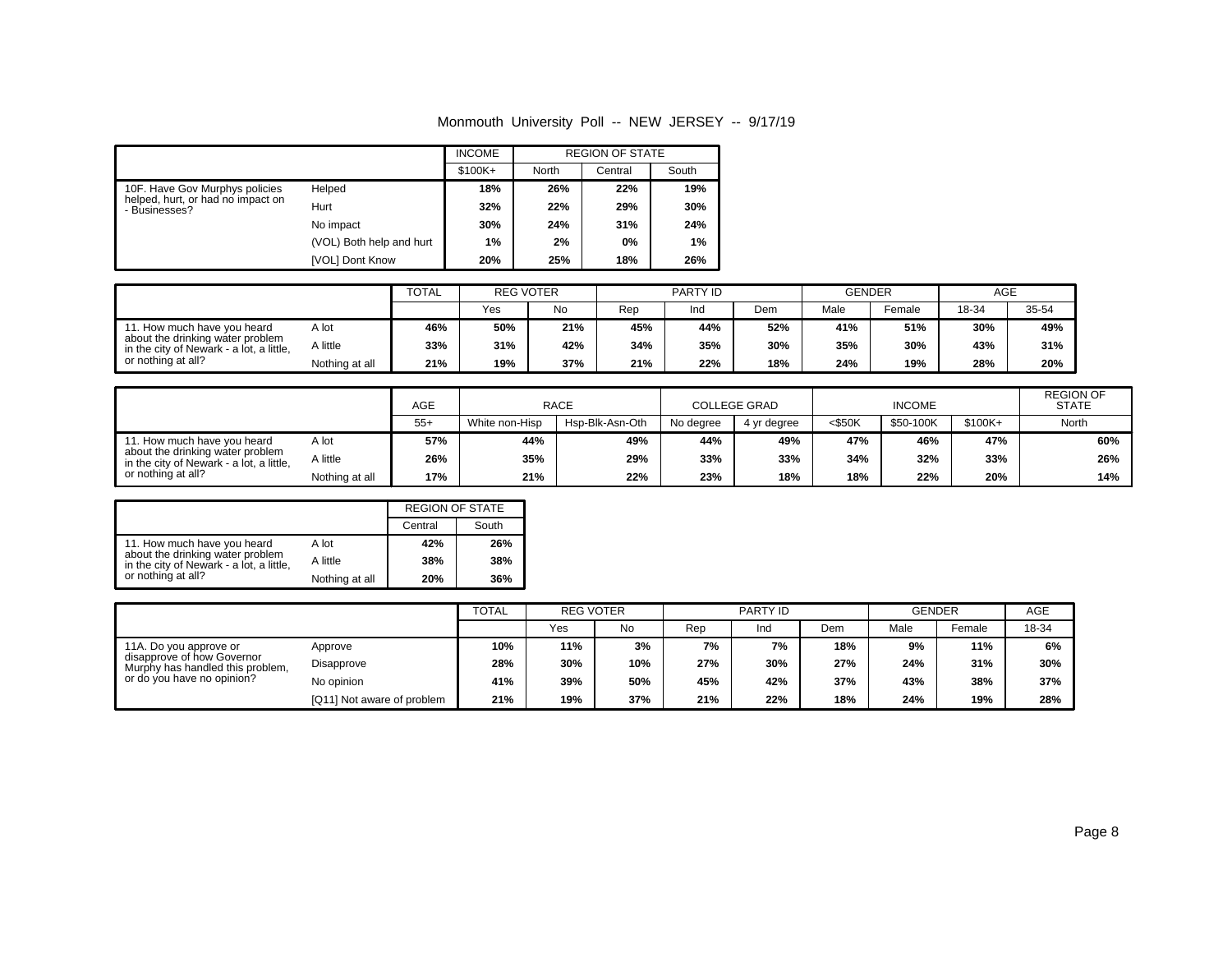Monmouth University Poll -- NEW JERSEY -- 9/17/19

| | | INCOME | REGION OF STATE | | |
|---|---|---|---|---|---|
| | | $100K+ | North | Central | South |
| 10F. Have Gov Murphys policies helped, hurt, or had no impact on - Businesses? | Helped | 18% | 26% | 22% | 19% |
| | Hurt | 32% | 22% | 29% | 30% |
| | No impact | 30% | 24% | 31% | 24% |
| | (VOL) Both help and hurt | 1% | 2% | 0% | 1% |
| | [VOL] Dont Know | 20% | 25% | 18% | 26% |

| | | TOTAL | REG VOTER | | PARTY ID | | | GENDER | | AGE | |
|---|---|---|---|---|---|---|---|---|---|---|---|
| | | | Yes | No | Rep | Ind | Dem | Male | Female | 18-34 | 35-54 |
| 11. How much have you heard about the drinking water problem in the city of Newark - a lot, a little, or nothing at all? | A lot | 46% | 50% | 21% | 45% | 44% | 52% | 41% | 51% | 30% | 49% |
| | A little | 33% | 31% | 42% | 34% | 35% | 30% | 35% | 30% | 43% | 31% |
| | Nothing at all | 21% | 19% | 37% | 21% | 22% | 18% | 24% | 19% | 28% | 20% |

| | | AGE | RACE | | COLLEGE GRAD | | INCOME | | | REGION OF STATE |
|---|---|---|---|---|---|---|---|---|---|---|
| | | 55+ | White non-Hisp | Hsp-Blk-Asn-Oth | No degree | 4 yr degree | <$50K | $50-100K | $100K+ | North |
| 11. How much have you heard about the drinking water problem in the city of Newark - a lot, a little, or nothing at all? | A lot | 57% | 44% | 49% | 44% | 49% | 47% | 46% | 47% | 60% |
| | A little | 26% | 35% | 29% | 33% | 33% | 34% | 32% | 33% | 26% |
| | Nothing at all | 17% | 21% | 22% | 23% | 18% | 18% | 22% | 20% | 14% |

| | | REGION OF STATE | |
|---|---|---|---|
| | | Central | South |
| 11. How much have you heard about the drinking water problem in the city of Newark - a lot, a little, or nothing at all? | A lot | 42% | 26% |
| | A little | 38% | 38% |
| | Nothing at all | 20% | 36% |

| | | TOTAL | REG VOTER | | PARTY ID | | | GENDER | | AGE |
|---|---|---|---|---|---|---|---|---|---|---|
| | | | Yes | No | Rep | Ind | Dem | Male | Female | 18-34 |
| 11A. Do you approve or disapprove of how Governor Murphy has handled this problem, or do you have no opinion? | Approve | 10% | 11% | 3% | 7% | 7% | 18% | 9% | 11% | 6% |
| | Disapprove | 28% | 30% | 10% | 27% | 30% | 27% | 24% | 31% | 30% |
| | No opinion | 41% | 39% | 50% | 45% | 42% | 37% | 43% | 38% | 37% |
| | [Q11] Not aware of problem | 21% | 19% | 37% | 21% | 22% | 18% | 24% | 19% | 28% |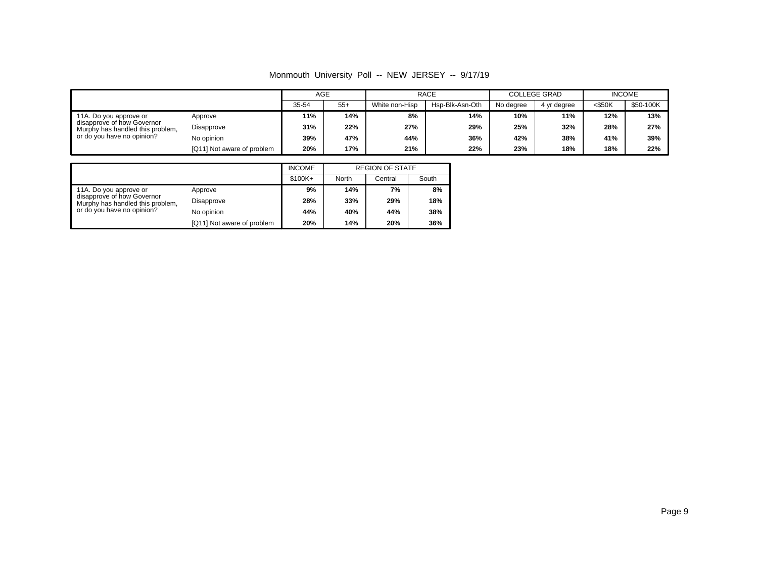Monmouth University Poll -- NEW JERSEY -- 9/17/19

| | | AGE | | RACE | | COLLEGE GRAD | | INCOME | |
|---|---|---|---|---|---|---|---|---|---|
| | | 35-54 | 55+ | White non-Hisp | Hsp-Blk-Asn-Oth | No degree | 4 yr degree | <$50K | $50-100K |
| 11A. Do you approve or disapprove of how Governor Murphy has handled this problem, or do you have no opinion? | Approve | 11% | 14% | 8% | 14% | 10% | 11% | 12% | 13% |
| | Disapprove | 31% | 22% | 27% | 29% | 25% | 32% | 28% | 27% |
| | No opinion | 39% | 47% | 44% | 36% | 42% | 38% | 41% | 39% |
| | [Q11] Not aware of problem | 20% | 17% | 21% | 22% | 23% | 18% | 18% | 22% |

| | | INCOME | REGION OF STATE | | |
|---|---|---|---|---|---|
| | | $100K+ | North | Central | South |
| 11A. Do you approve or disapprove of how Governor Murphy has handled this problem, or do you have no opinion? | Approve | 9% | 14% | 7% | 8% |
| | Disapprove | 28% | 33% | 29% | 18% |
| | No opinion | 44% | 40% | 44% | 38% |
| | [Q11] Not aware of problem | 20% | 14% | 20% | 36% |